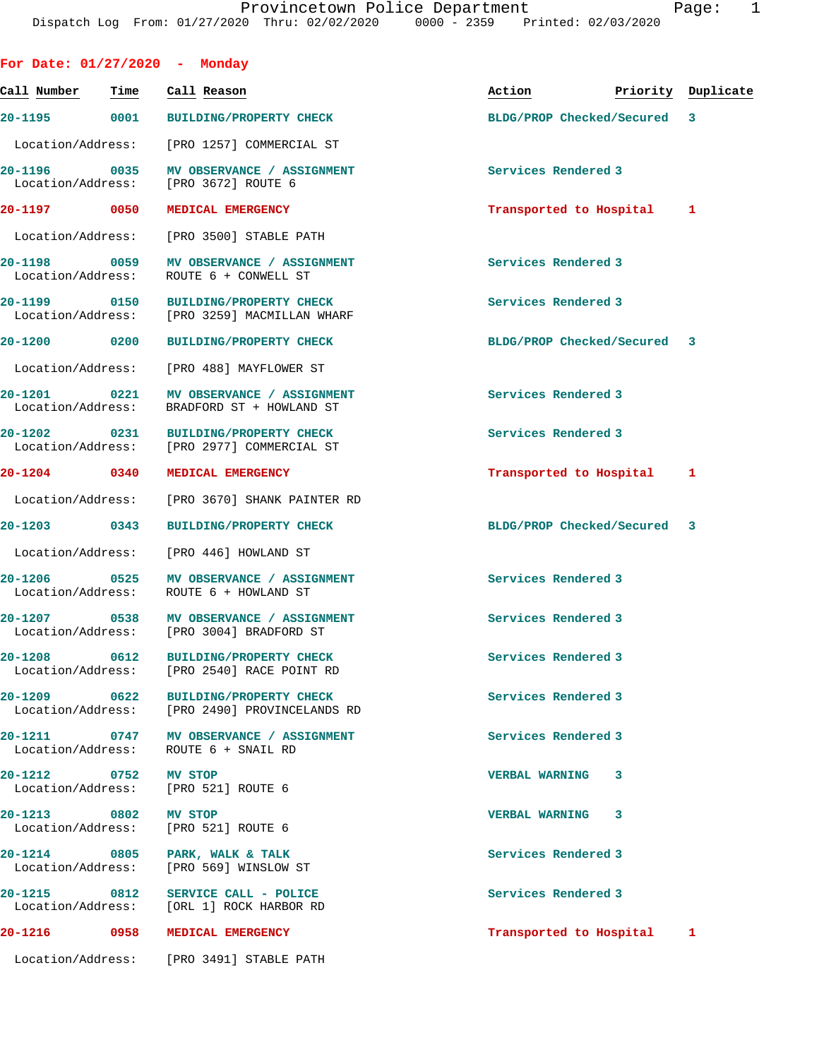Provincetown Police Department
Dispatch Log From: 01/27/2020 Thru: 02/02/2020 0000 - 2359 Printed: 02/03/2020

## For Date: 01/27/2020 - Monday

| Call Number | Time | Call Reason | Action | Priority | Duplicate |
|---|---|---|---|---|---|
| 20-1195 | 0001 | BUILDING/PROPERTY CHECK | BLDG/PROP Checked/Secured | 3 | |
| Location/Address: | | [PRO 1257] COMMERCIAL ST | | | |
| 20-1196 | 0035 | MV OBSERVANCE / ASSIGNMENT | Services Rendered | 3 | |
| Location/Address: | | [PRO 3672] ROUTE 6 | | | |
| 20-1197 | 0050 | MEDICAL EMERGENCY | Transported to Hospital | 1 | |
| Location/Address: | | [PRO 3500] STABLE PATH | | | |
| 20-1198 | 0059 | MV OBSERVANCE / ASSIGNMENT | Services Rendered | 3 | |
| Location/Address: | | ROUTE 6 + CONWELL ST | | | |
| 20-1199 | 0150 | BUILDING/PROPERTY CHECK | Services Rendered | 3 | |
| Location/Address: | | [PRO 3259] MACMILLAN WHARF | | | |
| 20-1200 | 0200 | BUILDING/PROPERTY CHECK | BLDG/PROP Checked/Secured | 3 | |
| Location/Address: | | [PRO 488] MAYFLOWER ST | | | |
| 20-1201 | 0221 | MV OBSERVANCE / ASSIGNMENT | Services Rendered | 3 | |
| Location/Address: | | BRADFORD ST + HOWLAND ST | | | |
| 20-1202 | 0231 | BUILDING/PROPERTY CHECK | Services Rendered | 3 | |
| Location/Address: | | [PRO 2977] COMMERCIAL ST | | | |
| 20-1204 | 0340 | MEDICAL EMERGENCY | Transported to Hospital | 1 | |
| Location/Address: | | [PRO 3670] SHANK PAINTER RD | | | |
| 20-1203 | 0343 | BUILDING/PROPERTY CHECK | BLDG/PROP Checked/Secured | 3 | |
| Location/Address: | | [PRO 446] HOWLAND ST | | | |
| 20-1206 | 0525 | MV OBSERVANCE / ASSIGNMENT | Services Rendered | 3 | |
| Location/Address: | | ROUTE 6 + HOWLAND ST | | | |
| 20-1207 | 0538 | MV OBSERVANCE / ASSIGNMENT | Services Rendered | 3 | |
| Location/Address: | | [PRO 3004] BRADFORD ST | | | |
| 20-1208 | 0612 | BUILDING/PROPERTY CHECK | Services Rendered | 3 | |
| Location/Address: | | [PRO 2540] RACE POINT RD | | | |
| 20-1209 | 0622 | BUILDING/PROPERTY CHECK | Services Rendered | 3 | |
| Location/Address: | | [PRO 2490] PROVINCELANDS RD | | | |
| 20-1211 | 0747 | MV OBSERVANCE / ASSIGNMENT | Services Rendered | 3 | |
| Location/Address: | | ROUTE 6 + SNAIL RD | | | |
| 20-1212 | 0752 | MV STOP | VERBAL WARNING | 3 | |
| Location/Address: | | [PRO 521] ROUTE 6 | | | |
| 20-1213 | 0802 | MV STOP | VERBAL WARNING | 3 | |
| Location/Address: | | [PRO 521] ROUTE 6 | | | |
| 20-1214 | 0805 | PARK, WALK & TALK | Services Rendered | 3 | |
| Location/Address: | | [PRO 569] WINSLOW ST | | | |
| 20-1215 | 0812 | SERVICE CALL - POLICE | Services Rendered | 3 | |
| Location/Address: | | [ORL 1] ROCK HARBOR RD | | | |
| 20-1216 | 0958 | MEDICAL EMERGENCY | Transported to Hospital | 1 | |
| Location/Address: | | [PRO 3491] STABLE PATH | | | |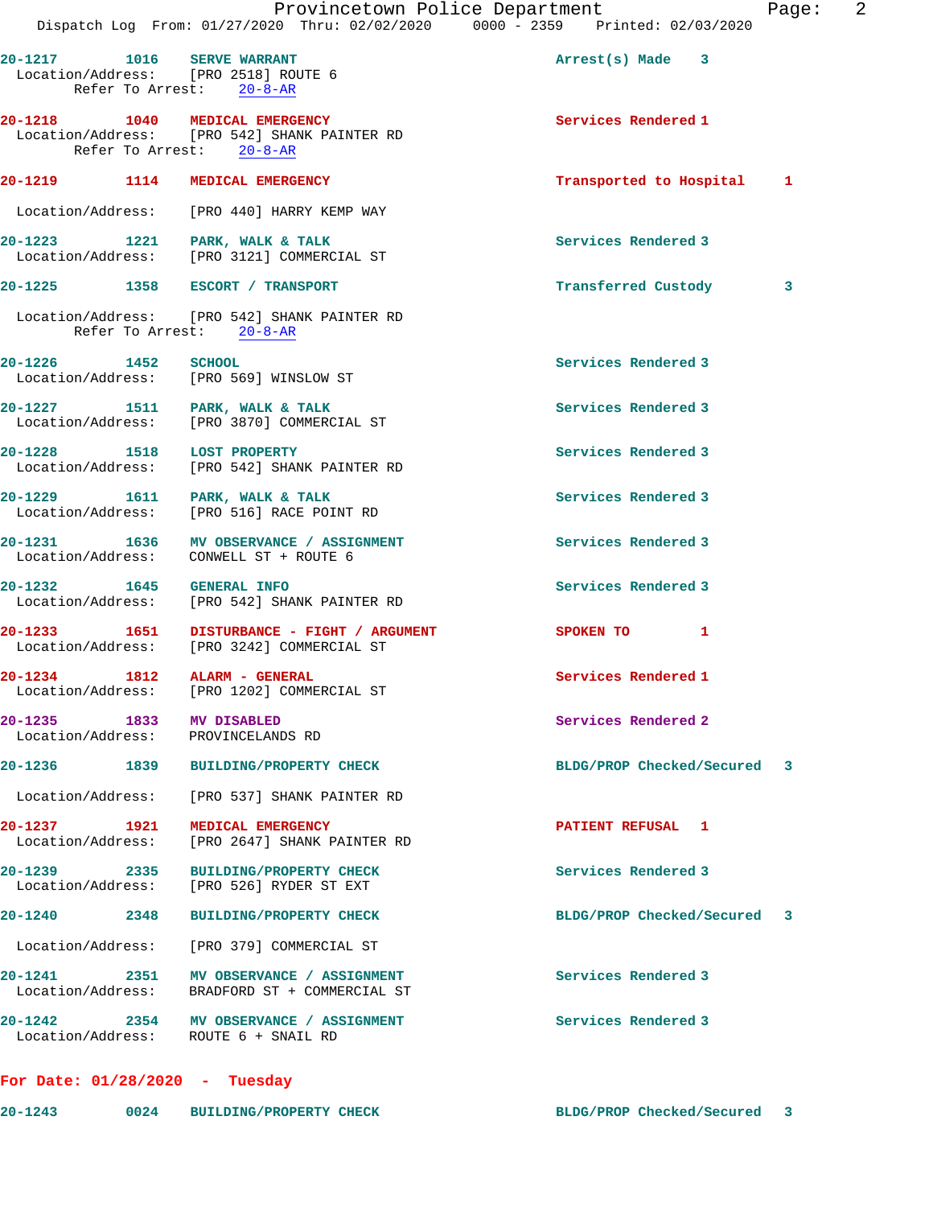20-1217 1016 SERVE WARRANT Arrest(s) Made 3
Location/Address: [PRO 2518] ROUTE 6
Refer To Arrest: 20-8-AR

20-1218 1040 MEDICAL EMERGENCY Services Rendered 1
Location/Address: [PRO 542] SHANK PAINTER RD
Refer To Arrest: 20-8-AR

20-1219 1114 MEDICAL EMERGENCY Transported to Hospital 1
Location/Address: [PRO 440] HARRY KEMP WAY

20-1223 1221 PARK, WALK & TALK Services Rendered 3
Location/Address: [PRO 3121] COMMERCIAL ST

20-1225 1358 ESCORT / TRANSPORT Transferred Custody 3
Location/Address: [PRO 542] SHANK PAINTER RD
Refer To Arrest: 20-8-AR

20-1226 1452 SCHOOL Services Rendered 3
Location/Address: [PRO 569] WINSLOW ST

20-1227 1511 PARK, WALK & TALK Services Rendered 3
Location/Address: [PRO 3870] COMMERCIAL ST

20-1228 1518 LOST PROPERTY Services Rendered 3
Location/Address: [PRO 542] SHANK PAINTER RD

20-1229 1611 PARK, WALK & TALK Services Rendered 3
Location/Address: [PRO 516] RACE POINT RD

20-1231 1636 MV OBSERVANCE / ASSIGNMENT Services Rendered 3
Location/Address: CONWELL ST + ROUTE 6

20-1232 1645 GENERAL INFO Services Rendered 3
Location/Address: [PRO 542] SHANK PAINTER RD

20-1233 1651 DISTURBANCE - FIGHT / ARGUMENT SPOKEN TO 1
Location/Address: [PRO 3242] COMMERCIAL ST

20-1234 1812 ALARM - GENERAL Services Rendered 1
Location/Address: [PRO 1202] COMMERCIAL ST

20-1235 1833 MV DISABLED Services Rendered 2
Location/Address: PROVINCELANDS RD

20-1236 1839 BUILDING/PROPERTY CHECK BLDG/PROP Checked/Secured 3
Location/Address: [PRO 537] SHANK PAINTER RD

20-1237 1921 MEDICAL EMERGENCY PATIENT REFUSAL 1
Location/Address: [PRO 2647] SHANK PAINTER RD

20-1239 2335 BUILDING/PROPERTY CHECK Services Rendered 3
Location/Address: [PRO 526] RYDER ST EXT

20-1240 2348 BUILDING/PROPERTY CHECK BLDG/PROP Checked/Secured 3
Location/Address: [PRO 379] COMMERCIAL ST

20-1241 2351 MV OBSERVANCE / ASSIGNMENT Services Rendered 3
Location/Address: BRADFORD ST + COMMERCIAL ST

20-1242 2354 MV OBSERVANCE / ASSIGNMENT Services Rendered 3
Location/Address: ROUTE 6 + SNAIL RD

**For Date: 01/28/2020 - Tuesday**

20-1243 0024 BUILDING/PROPERTY CHECK BLDG/PROP Checked/Secured 3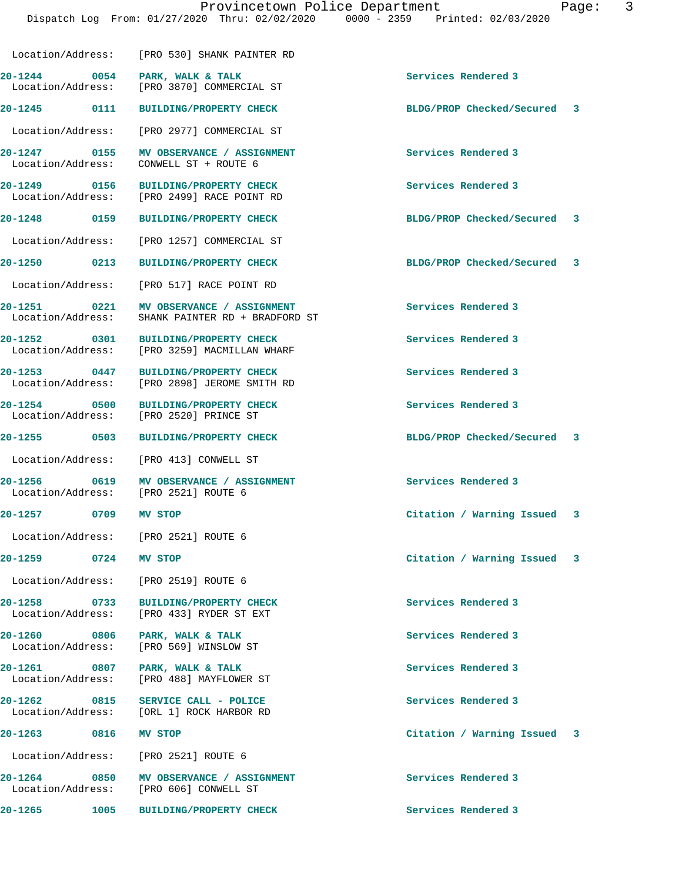Location/Address: [PRO 530] SHANK PAINTER RD

**20-1244** 0054 **PARK, WALK & TALK** Services Rendered 3
Location/Address: [PRO 3870] COMMERCIAL ST

**20-1245** 0111 **BUILDING/PROPERTY CHECK** BLDG/PROP Checked/Secured 3
Location/Address: [PRO 2977] COMMERCIAL ST

**20-1247** 0155 **MV OBSERVANCE / ASSIGNMENT** Services Rendered 3
Location/Address: CONWELL ST + ROUTE 6

**20-1249** 0156 **BUILDING/PROPERTY CHECK** Services Rendered 3
Location/Address: [PRO 2499] RACE POINT RD

**20-1248** 0159 **BUILDING/PROPERTY CHECK** BLDG/PROP Checked/Secured 3
Location/Address: [PRO 1257] COMMERCIAL ST

**20-1250** 0213 **BUILDING/PROPERTY CHECK** BLDG/PROP Checked/Secured 3
Location/Address: [PRO 517] RACE POINT RD

**20-1251** 0221 **MV OBSERVANCE / ASSIGNMENT** Services Rendered 3
Location/Address: SHANK PAINTER RD + BRADFORD ST

**20-1252** 0301 **BUILDING/PROPERTY CHECK** Services Rendered 3
Location/Address: [PRO 3259] MACMILLAN WHARF

**20-1253** 0447 **BUILDING/PROPERTY CHECK** Services Rendered 3
Location/Address: [PRO 2898] JEROME SMITH RD

**20-1254** 0500 **BUILDING/PROPERTY CHECK** Services Rendered 3
Location/Address: [PRO 2520] PRINCE ST

**20-1255** 0503 **BUILDING/PROPERTY CHECK** BLDG/PROP Checked/Secured 3
Location/Address: [PRO 413] CONWELL ST

**20-1256** 0619 **MV OBSERVANCE / ASSIGNMENT** Services Rendered 3
Location/Address: [PRO 2521] ROUTE 6

**20-1257** 0709 **MV STOP** Citation / Warning Issued 3
Location/Address: [PRO 2521] ROUTE 6

**20-1259** 0724 **MV STOP** Citation / Warning Issued 3
Location/Address: [PRO 2519] ROUTE 6

**20-1258** 0733 **BUILDING/PROPERTY CHECK** Services Rendered 3
Location/Address: [PRO 433] RYDER ST EXT

**20-1260** 0806 **PARK, WALK & TALK** Services Rendered 3
Location/Address: [PRO 569] WINSLOW ST

**20-1261** 0807 **PARK, WALK & TALK** Services Rendered 3
Location/Address: [PRO 488] MAYFLOWER ST

**20-1262** 0815 **SERVICE CALL - POLICE** Services Rendered 3
Location/Address: [ORL 1] ROCK HARBOR RD

**20-1263** 0816 **MV STOP** Citation / Warning Issued 3
Location/Address: [PRO 2521] ROUTE 6

**20-1264** 0850 **MV OBSERVANCE / ASSIGNMENT** Services Rendered 3
Location/Address: [PRO 606] CONWELL ST

**20-1265** 1005 **BUILDING/PROPERTY CHECK** Services Rendered 3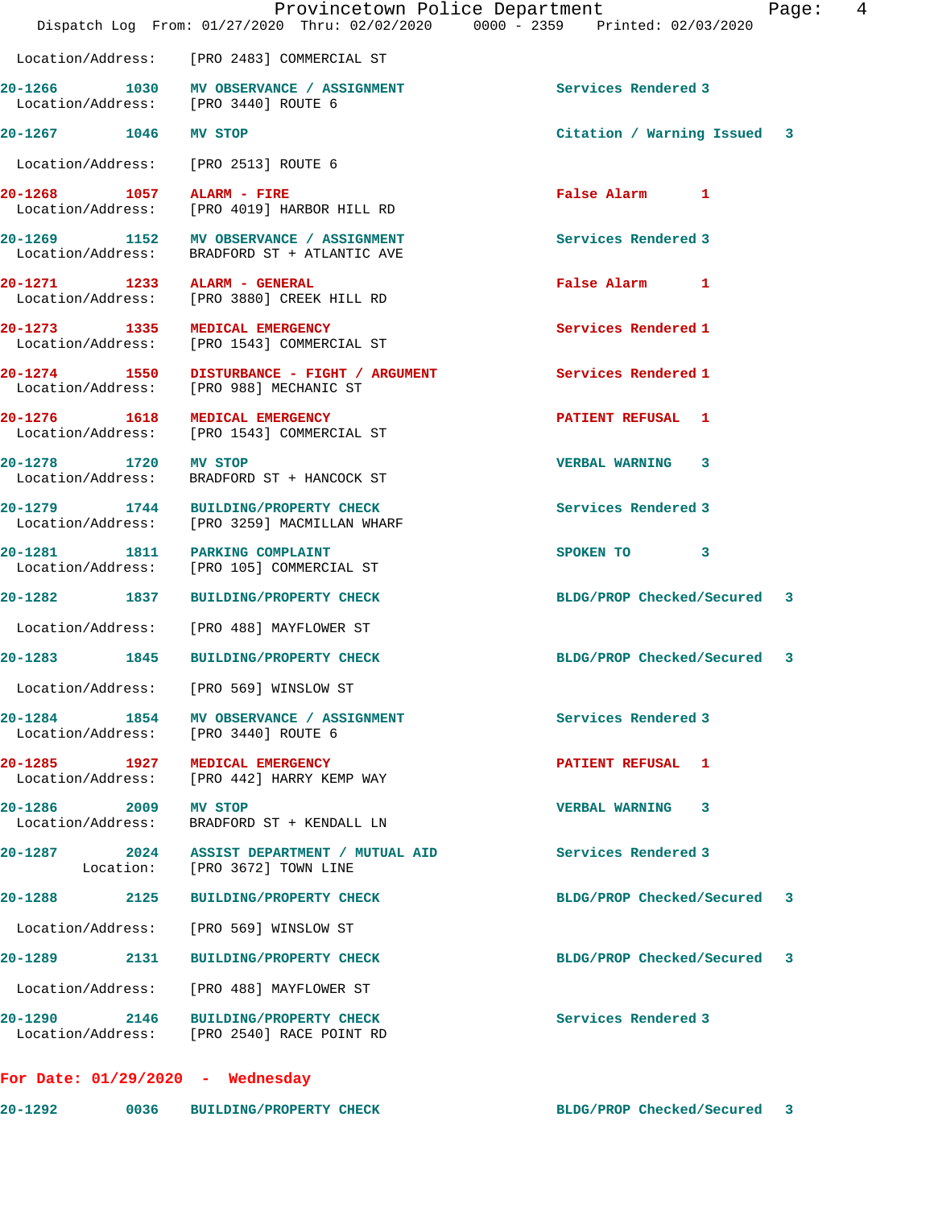Location/Address: [PRO 2483] COMMERCIAL ST

**20-1266** 1030 **MV OBSERVANCE / ASSIGNMENT** Services Rendered 3
Location/Address: [PRO 3440] ROUTE 6

**20-1267** 1046 **MV STOP** Citation / Warning Issued 3
Location/Address: [PRO 2513] ROUTE 6

**20-1268** 1057 **ALARM - FIRE** False Alarm 1
Location/Address: [PRO 4019] HARBOR HILL RD

**20-1269** 1152 **MV OBSERVANCE / ASSIGNMENT** Services Rendered 3
Location/Address: BRADFORD ST + ATLANTIC AVE

**20-1271** 1233 **ALARM - GENERAL** False Alarm 1
Location/Address: [PRO 3880] CREEK HILL RD

**20-1273** 1335 **MEDICAL EMERGENCY** Services Rendered 1
Location/Address: [PRO 1543] COMMERCIAL ST

**20-1274** 1550 **DISTURBANCE - FIGHT / ARGUMENT** Services Rendered 1
Location/Address: [PRO 988] MECHANIC ST

**20-1276** 1618 **MEDICAL EMERGENCY** PATIENT REFUSAL 1
Location/Address: [PRO 1543] COMMERCIAL ST

**20-1278** 1720 **MV STOP** VERBAL WARNING 3
Location/Address: BRADFORD ST + HANCOCK ST

**20-1279** 1744 **BUILDING/PROPERTY CHECK** Services Rendered 3
Location/Address: [PRO 3259] MACMILLAN WHARF

**20-1281** 1811 **PARKING COMPLAINT** SPOKEN TO 3
Location/Address: [PRO 105] COMMERCIAL ST

**20-1282** 1837 **BUILDING/PROPERTY CHECK** BLDG/PROP Checked/Secured 3
Location/Address: [PRO 488] MAYFLOWER ST

**20-1283** 1845 **BUILDING/PROPERTY CHECK** BLDG/PROP Checked/Secured 3
Location/Address: [PRO 569] WINSLOW ST

**20-1284** 1854 **MV OBSERVANCE / ASSIGNMENT** Services Rendered 3
Location/Address: [PRO 3440] ROUTE 6

**20-1285** 1927 **MEDICAL EMERGENCY** PATIENT REFUSAL 1
Location/Address: [PRO 442] HARRY KEMP WAY

**20-1286** 2009 **MV STOP** VERBAL WARNING 3
Location/Address: BRADFORD ST + KENDALL LN

**20-1287** 2024 **ASSIST DEPARTMENT / MUTUAL AID** Services Rendered 3
Location: [PRO 3672] TOWN LINE

**20-1288** 2125 **BUILDING/PROPERTY CHECK** BLDG/PROP Checked/Secured 3
Location/Address: [PRO 569] WINSLOW ST

**20-1289** 2131 **BUILDING/PROPERTY CHECK** BLDG/PROP Checked/Secured 3
Location/Address: [PRO 488] MAYFLOWER ST

**20-1290** 2146 **BUILDING/PROPERTY CHECK** Services Rendered 3
Location/Address: [PRO 2540] RACE POINT RD

## For Date: 01/29/2020 - Wednesday

**20-1292** 0036 **BUILDING/PROPERTY CHECK** BLDG/PROP Checked/Secured 3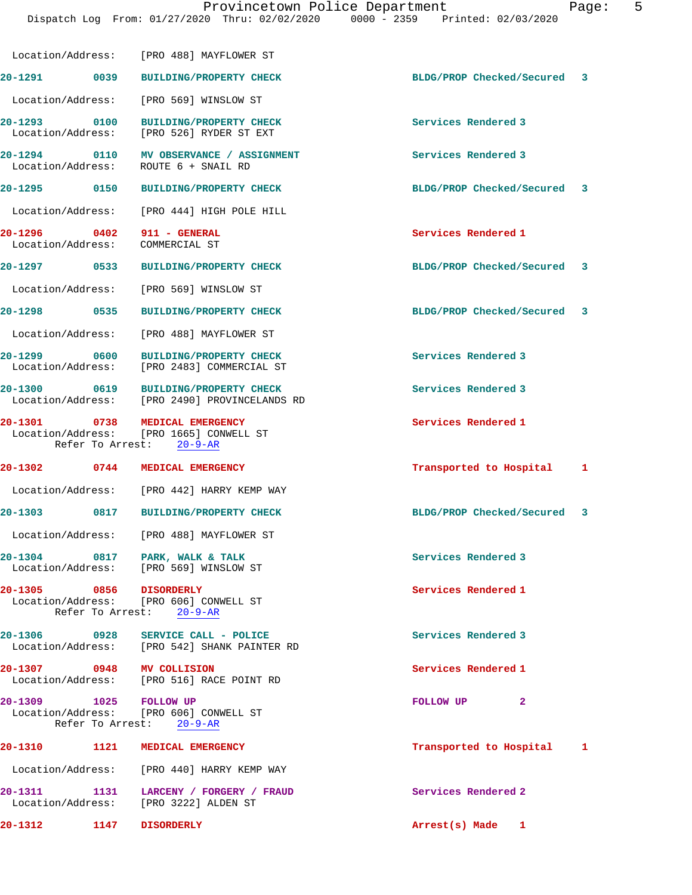Location/Address: [PRO 488] MAYFLOWER ST

**20-1291** 0039 **BUILDING/PROPERTY CHECK** BLDG/PROP Checked/Secured 3
Location/Address: [PRO 569] WINSLOW ST

**20-1293** 0100 **BUILDING/PROPERTY CHECK** Services Rendered 3
Location/Address: [PRO 526] RYDER ST EXT

**20-1294** 0110 **MV OBSERVANCE / ASSIGNMENT** Services Rendered 3
Location/Address: ROUTE 6 + SNAIL RD

**20-1295** 0150 **BUILDING/PROPERTY CHECK** BLDG/PROP Checked/Secured 3
Location/Address: [PRO 444] HIGH POLE HILL

**20-1296** 0402 **911 - GENERAL** Services Rendered 1
Location/Address: COMMERCIAL ST

**20-1297** 0533 **BUILDING/PROPERTY CHECK** BLDG/PROP Checked/Secured 3
Location/Address: [PRO 569] WINSLOW ST

**20-1298** 0535 **BUILDING/PROPERTY CHECK** BLDG/PROP Checked/Secured 3
Location/Address: [PRO 488] MAYFLOWER ST

**20-1299** 0600 **BUILDING/PROPERTY CHECK** Services Rendered 3
Location/Address: [PRO 2483] COMMERCIAL ST

**20-1300** 0619 **BUILDING/PROPERTY CHECK** Services Rendered 3
Location/Address: [PRO 2490] PROVINCELANDS RD

**20-1301** 0738 **MEDICAL EMERGENCY** Services Rendered 1
Location/Address: [PRO 1665] CONWELL ST
Refer To Arrest: 20-9-AR

**20-1302** 0744 **MEDICAL EMERGENCY** Transported to Hospital 1
Location/Address: [PRO 442] HARRY KEMP WAY

**20-1303** 0817 **BUILDING/PROPERTY CHECK** BLDG/PROP Checked/Secured 3
Location/Address: [PRO 488] MAYFLOWER ST

**20-1304** 0817 **PARK, WALK & TALK** Services Rendered 3
Location/Address: [PRO 569] WINSLOW ST

**20-1305** 0856 **DISORDERLY** Services Rendered 1
Location/Address: [PRO 606] CONWELL ST
Refer To Arrest: 20-9-AR

**20-1306** 0928 **SERVICE CALL - POLICE** Services Rendered 3
Location/Address: [PRO 542] SHANK PAINTER RD

**20-1307** 0948 **MV COLLISION** Services Rendered 1
Location/Address: [PRO 516] RACE POINT RD

**20-1309** 1025 **FOLLOW UP** FOLLOW UP 2
Location/Address: [PRO 606] CONWELL ST
Refer To Arrest: 20-9-AR

**20-1310** 1121 **MEDICAL EMERGENCY** Transported to Hospital 1
Location/Address: [PRO 440] HARRY KEMP WAY

**20-1311** 1131 **LARCENY / FORGERY / FRAUD** Services Rendered 2
Location/Address: [PRO 3222] ALDEN ST

**20-1312** 1147 **DISORDERLY** Arrest(s) Made 1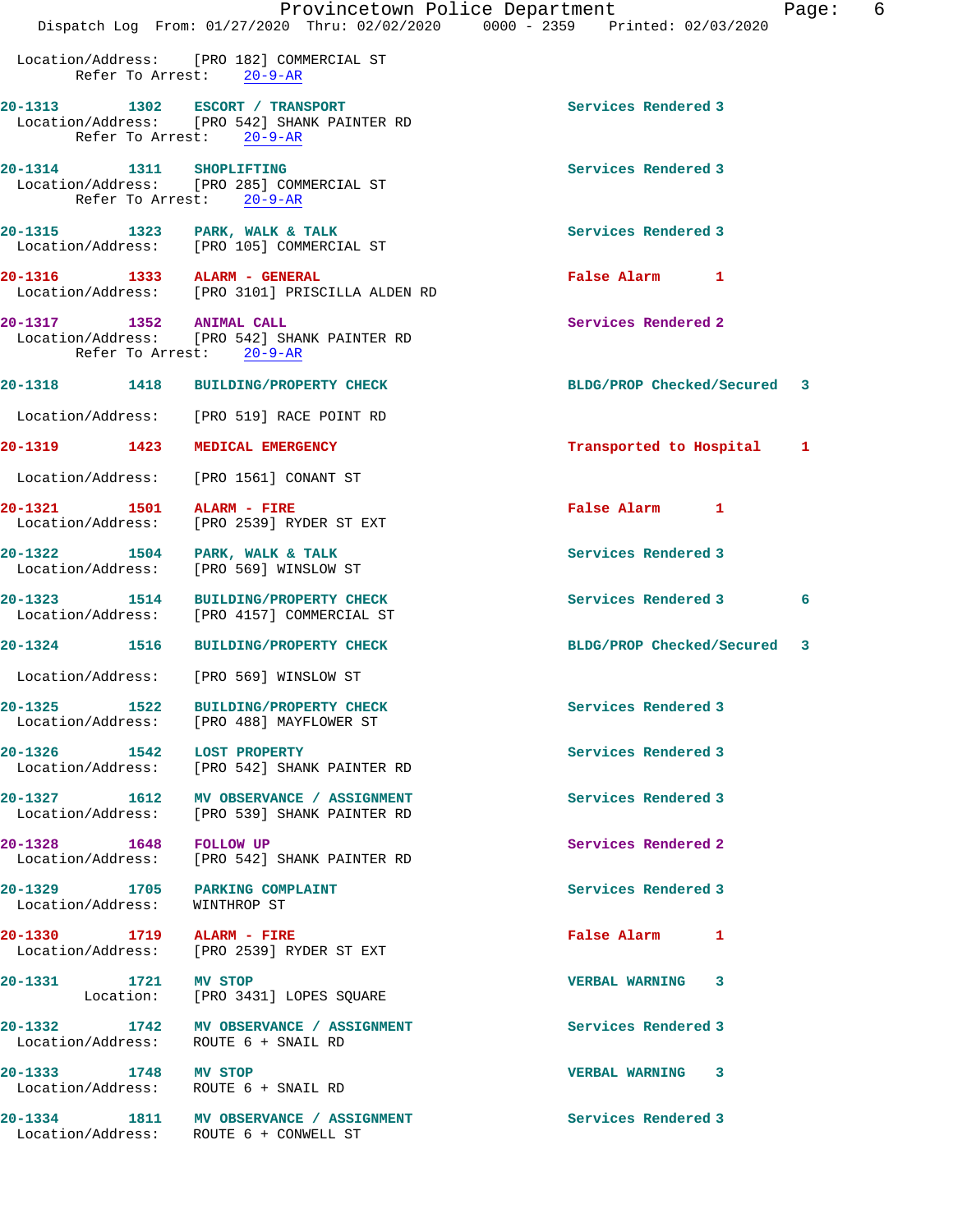Location/Address: [PRO 182] COMMERCIAL ST
Refer To Arrest: 20-9-AR

**20-1313 1302 ESCORT / TRANSPORT** Services Rendered 3
Location/Address: [PRO 542] SHANK PAINTER RD
Refer To Arrest: 20-9-AR

**20-1314 1311 SHOPLIFTING** Services Rendered 3
Location/Address: [PRO 285] COMMERCIAL ST
Refer To Arrest: 20-9-AR

**20-1315 1323 PARK, WALK & TALK** Services Rendered 3
Location/Address: [PRO 105] COMMERCIAL ST

**20-1316 1333 ALARM - GENERAL** False Alarm 1
Location/Address: [PRO 3101] PRISCILLA ALDEN RD

**20-1317 1352 ANIMAL CALL** Services Rendered 2
Location/Address: [PRO 542] SHANK PAINTER RD
Refer To Arrest: 20-9-AR

**20-1318 1418 BUILDING/PROPERTY CHECK** BLDG/PROP Checked/Secured 3
Location/Address: [PRO 519] RACE POINT RD

**20-1319 1423 MEDICAL EMERGENCY** Transported to Hospital 1
Location/Address: [PRO 1561] CONANT ST

**20-1321 1501 ALARM - FIRE** False Alarm 1
Location/Address: [PRO 2539] RYDER ST EXT

**20-1322 1504 PARK, WALK & TALK** Services Rendered 3
Location/Address: [PRO 569] WINSLOW ST

**20-1323 1514 BUILDING/PROPERTY CHECK** Services Rendered 3 6
Location/Address: [PRO 4157] COMMERCIAL ST

**20-1324 1516 BUILDING/PROPERTY CHECK** BLDG/PROP Checked/Secured 3
Location/Address: [PRO 569] WINSLOW ST

**20-1325 1522 BUILDING/PROPERTY CHECK** Services Rendered 3
Location/Address: [PRO 488] MAYFLOWER ST

**20-1326 1542 LOST PROPERTY** Services Rendered 3
Location/Address: [PRO 542] SHANK PAINTER RD

**20-1327 1612 MV OBSERVANCE / ASSIGNMENT** Services Rendered 3
Location/Address: [PRO 539] SHANK PAINTER RD

**20-1328 1648 FOLLOW UP** Services Rendered 2
Location/Address: [PRO 542] SHANK PAINTER RD

**20-1329 1705 PARKING COMPLAINT** Services Rendered 3
Location/Address: WINTHROP ST

**20-1330 1719 ALARM - FIRE** False Alarm 1
Location/Address: [PRO 2539] RYDER ST EXT

**20-1331 1721 MV STOP** VERBAL WARNING 3
Location: [PRO 3431] LOPES SQUARE

**20-1332 1742 MV OBSERVANCE / ASSIGNMENT** Services Rendered 3
Location/Address: ROUTE 6 + SNAIL RD

**20-1333 1748 MV STOP** VERBAL WARNING 3
Location/Address: ROUTE 6 + SNAIL RD

**20-1334 1811 MV OBSERVANCE / ASSIGNMENT** Services Rendered 3
Location/Address: ROUTE 6 + CONWELL ST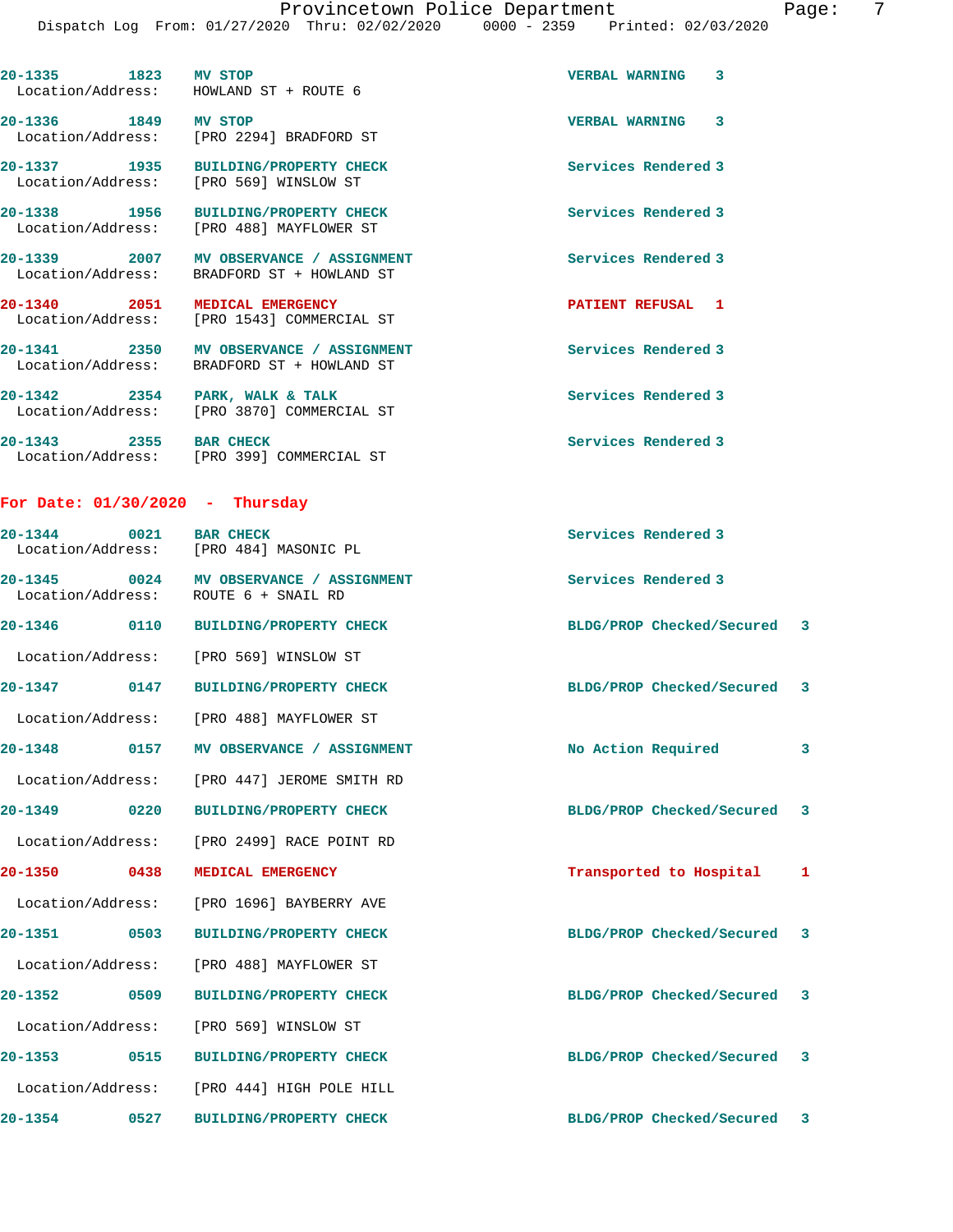20-1335 1823 **MV STOP** VERBAL WARNING 3
Location/Address: HOWLAND ST + ROUTE 6

20-1336 1849 **MV STOP** VERBAL WARNING 3
Location/Address: [PRO 2294] BRADFORD ST

20-1337 1935 **BUILDING/PROPERTY CHECK** Services Rendered 3
Location/Address: [PRO 569] WINSLOW ST

20-1338 1956 **BUILDING/PROPERTY CHECK** Services Rendered 3
Location/Address: [PRO 488] MAYFLOWER ST

20-1339 2007 **MV OBSERVANCE / ASSIGNMENT** Services Rendered 3
Location/Address: BRADFORD ST + HOWLAND ST

20-1340 2051 **MEDICAL EMERGENCY** PATIENT REFUSAL 1
Location/Address: [PRO 1543] COMMERCIAL ST

20-1341 2350 **MV OBSERVANCE / ASSIGNMENT** Services Rendered 3
Location/Address: BRADFORD ST + HOWLAND ST

20-1342 2354 **PARK, WALK & TALK** Services Rendered 3
Location/Address: [PRO 3870] COMMERCIAL ST

20-1343 2355 **BAR CHECK** Services Rendered 3
Location/Address: [PRO 399] COMMERCIAL ST

## For Date: 01/30/2020 - Thursday

20-1344 0021 **BAR CHECK** Services Rendered 3
Location/Address: [PRO 484] MASONIC PL

20-1345 0024 **MV OBSERVANCE / ASSIGNMENT** Services Rendered 3
Location/Address: ROUTE 6 + SNAIL RD

20-1346 0110 **BUILDING/PROPERTY CHECK** BLDG/PROP Checked/Secured 3
Location/Address: [PRO 569] WINSLOW ST

20-1347 0147 **BUILDING/PROPERTY CHECK** BLDG/PROP Checked/Secured 3
Location/Address: [PRO 488] MAYFLOWER ST

20-1348 0157 **MV OBSERVANCE / ASSIGNMENT** No Action Required 3
Location/Address: [PRO 447] JEROME SMITH RD

20-1349 0220 **BUILDING/PROPERTY CHECK** BLDG/PROP Checked/Secured 3
Location/Address: [PRO 2499] RACE POINT RD

20-1350 0438 **MEDICAL EMERGENCY** Transported to Hospital 1
Location/Address: [PRO 1696] BAYBERRY AVE

20-1351 0503 **BUILDING/PROPERTY CHECK** BLDG/PROP Checked/Secured 3
Location/Address: [PRO 488] MAYFLOWER ST

20-1352 0509 **BUILDING/PROPERTY CHECK** BLDG/PROP Checked/Secured 3
Location/Address: [PRO 569] WINSLOW ST

20-1353 0515 **BUILDING/PROPERTY CHECK** BLDG/PROP Checked/Secured 3
Location/Address: [PRO 444] HIGH POLE HILL

20-1354 0527 **BUILDING/PROPERTY CHECK** BLDG/PROP Checked/Secured 3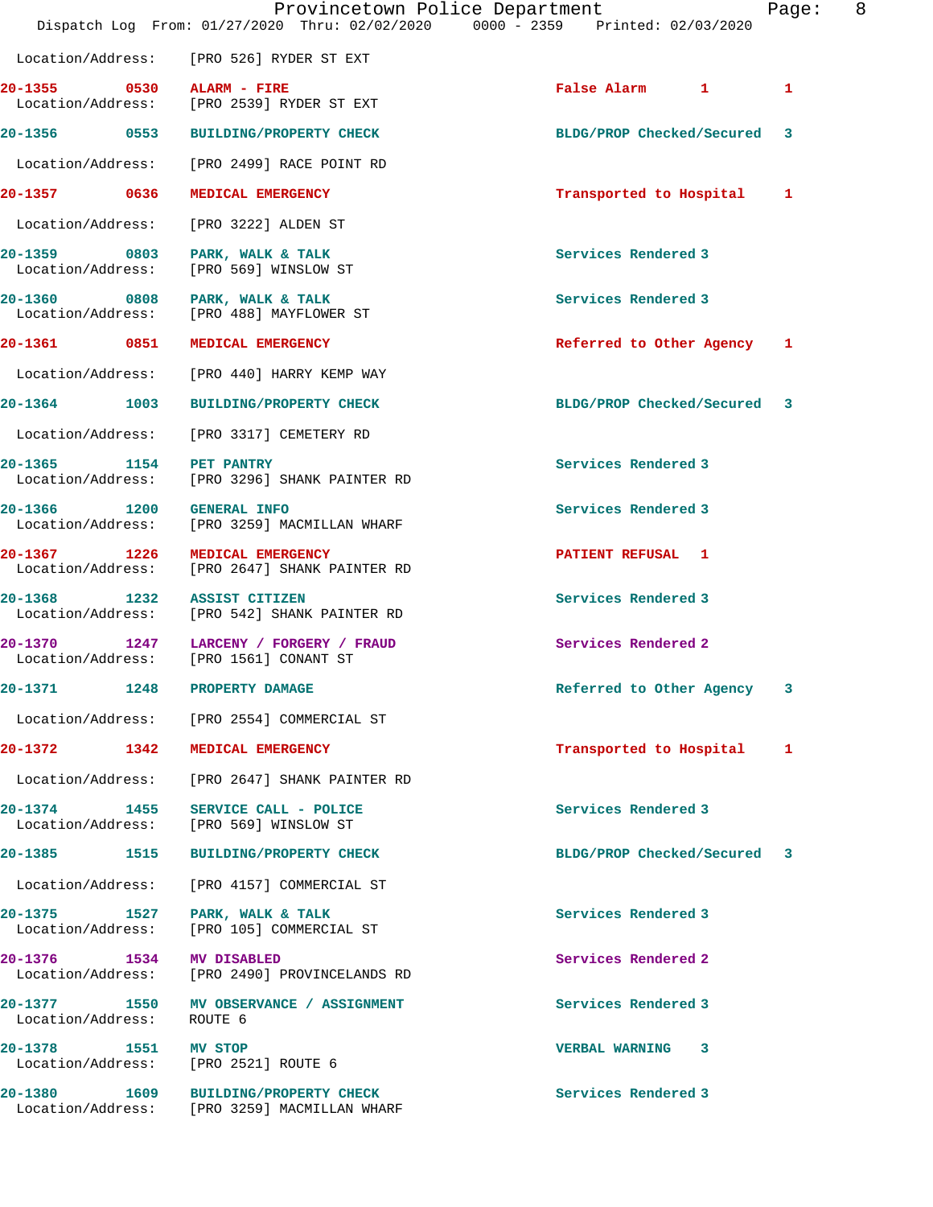Location/Address: [PRO 526] RYDER ST EXT

**20-1355** 0530 **ALARM - FIRE** False Alarm 1 1
Location/Address: [PRO 2539] RYDER ST EXT

**20-1356** 0553 **BUILDING/PROPERTY CHECK** BLDG/PROP Checked/Secured 3
Location/Address: [PRO 2499] RACE POINT RD

**20-1357** 0636 **MEDICAL EMERGENCY** Transported to Hospital 1
Location/Address: [PRO 3222] ALDEN ST

**20-1359** 0803 **PARK, WALK & TALK** Services Rendered 3
Location/Address: [PRO 569] WINSLOW ST

**20-1360** 0808 **PARK, WALK & TALK** Services Rendered 3
Location/Address: [PRO 488] MAYFLOWER ST

**20-1361** 0851 **MEDICAL EMERGENCY** Referred to Other Agency 1
Location/Address: [PRO 440] HARRY KEMP WAY

**20-1364** 1003 **BUILDING/PROPERTY CHECK** BLDG/PROP Checked/Secured 3
Location/Address: [PRO 3317] CEMETERY RD

**20-1365** 1154 **PET PANTRY** Services Rendered 3
Location/Address: [PRO 3296] SHANK PAINTER RD

**20-1366** 1200 **GENERAL INFO** Services Rendered 3
Location/Address: [PRO 3259] MACMILLAN WHARF

**20-1367** 1226 **MEDICAL EMERGENCY** PATIENT REFUSAL 1
Location/Address: [PRO 2647] SHANK PAINTER RD

**20-1368** 1232 **ASSIST CITIZEN** Services Rendered 3
Location/Address: [PRO 542] SHANK PAINTER RD

**20-1370** 1247 **LARCENY / FORGERY / FRAUD** Services Rendered 2
Location/Address: [PRO 1561] CONANT ST

**20-1371** 1248 **PROPERTY DAMAGE** Referred to Other Agency 3
Location/Address: [PRO 2554] COMMERCIAL ST

**20-1372** 1342 **MEDICAL EMERGENCY** Transported to Hospital 1
Location/Address: [PRO 2647] SHANK PAINTER RD

**20-1374** 1455 **SERVICE CALL - POLICE** Services Rendered 3
Location/Address: [PRO 569] WINSLOW ST

**20-1385** 1515 **BUILDING/PROPERTY CHECK** BLDG/PROP Checked/Secured 3
Location/Address: [PRO 4157] COMMERCIAL ST

**20-1375** 1527 **PARK, WALK & TALK** Services Rendered 3
Location/Address: [PRO 105] COMMERCIAL ST

**20-1376** 1534 **MV DISABLED** Services Rendered 2
Location/Address: [PRO 2490] PROVINCELANDS RD

**20-1377** 1550 **MV OBSERVANCE / ASSIGNMENT** Services Rendered 3
Location/Address: ROUTE 6

**20-1378** 1551 **MV STOP** VERBAL WARNING 3
Location/Address: [PRO 2521] ROUTE 6

**20-1380** 1609 **BUILDING/PROPERTY CHECK** Services Rendered 3
Location/Address: [PRO 3259] MACMILLAN WHARF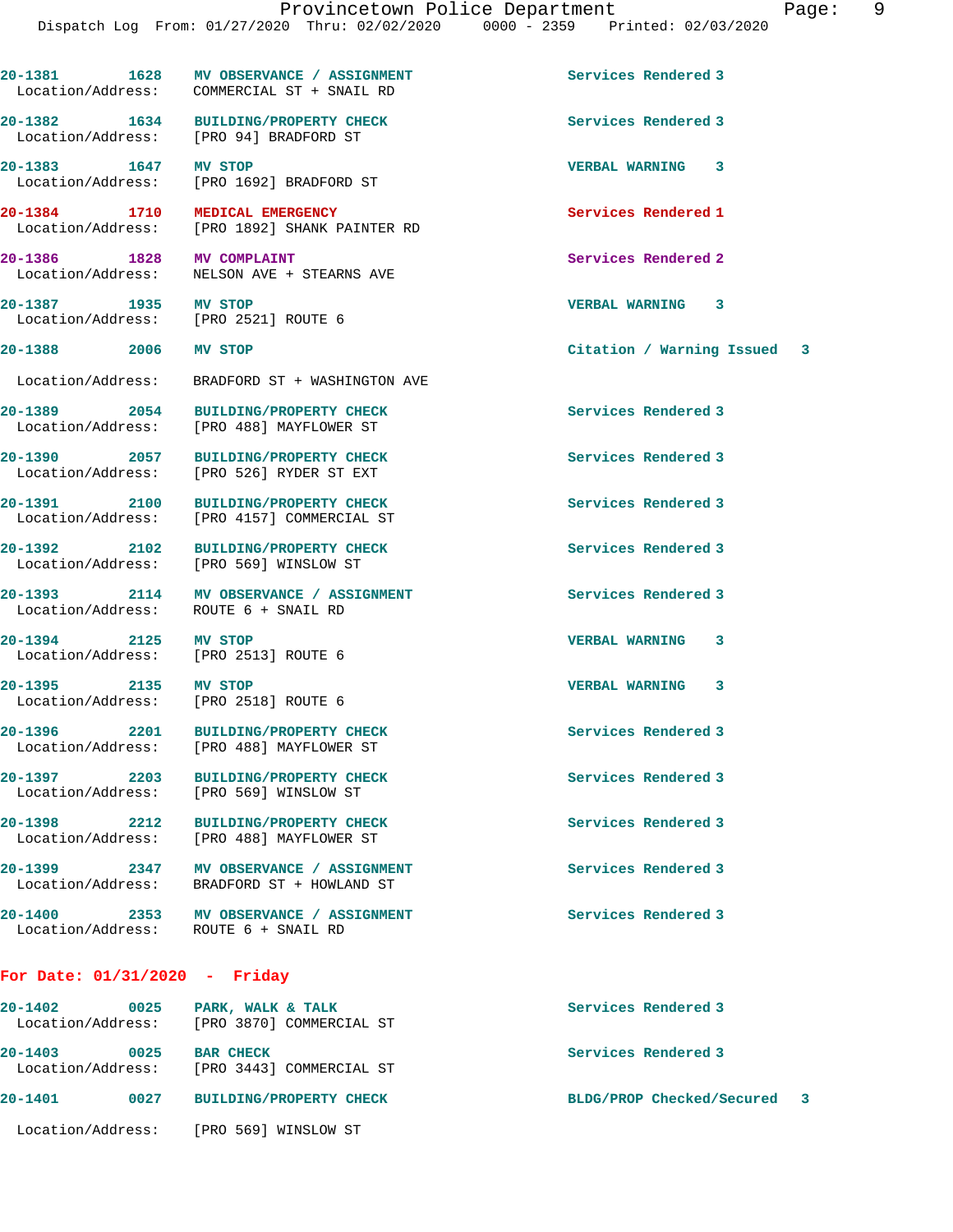20-1381 1628 **MV OBSERVANCE / ASSIGNMENT** Services Rendered 3
Location/Address: COMMERCIAL ST + SNAIL RD

20-1382 1634 **BUILDING/PROPERTY CHECK** Services Rendered 3
Location/Address: [PRO 94] BRADFORD ST

20-1383 1647 **MV STOP** VERBAL WARNING 3
Location/Address: [PRO 1692] BRADFORD ST

20-1384 1710 **MEDICAL EMERGENCY** Services Rendered 1
Location/Address: [PRO 1892] SHANK PAINTER RD

20-1386 1828 **MV COMPLAINT** Services Rendered 2
Location/Address: NELSON AVE + STEARNS AVE

20-1387 1935 **MV STOP** VERBAL WARNING 3
Location/Address: [PRO 2521] ROUTE 6

20-1388 2006 **MV STOP** Citation / Warning Issued 3
Location/Address: BRADFORD ST + WASHINGTON AVE

20-1389 2054 **BUILDING/PROPERTY CHECK** Services Rendered 3
Location/Address: [PRO 488] MAYFLOWER ST

20-1390 2057 **BUILDING/PROPERTY CHECK** Services Rendered 3
Location/Address: [PRO 526] RYDER ST EXT

20-1391 2100 **BUILDING/PROPERTY CHECK** Services Rendered 3
Location/Address: [PRO 4157] COMMERCIAL ST

20-1392 2102 **BUILDING/PROPERTY CHECK** Services Rendered 3
Location/Address: [PRO 569] WINSLOW ST

20-1393 2114 **MV OBSERVANCE / ASSIGNMENT** Services Rendered 3
Location/Address: ROUTE 6 + SNAIL RD

20-1394 2125 **MV STOP** VERBAL WARNING 3
Location/Address: [PRO 2513] ROUTE 6

20-1395 2135 **MV STOP** VERBAL WARNING 3
Location/Address: [PRO 2518] ROUTE 6

20-1396 2201 **BUILDING/PROPERTY CHECK** Services Rendered 3
Location/Address: [PRO 488] MAYFLOWER ST

20-1397 2203 **BUILDING/PROPERTY CHECK** Services Rendered 3
Location/Address: [PRO 569] WINSLOW ST

20-1398 2212 **BUILDING/PROPERTY CHECK** Services Rendered 3
Location/Address: [PRO 488] MAYFLOWER ST

20-1399 2347 **MV OBSERVANCE / ASSIGNMENT** Services Rendered 3
Location/Address: BRADFORD ST + HOWLAND ST

20-1400 2353 **MV OBSERVANCE / ASSIGNMENT** Services Rendered 3
Location/Address: ROUTE 6 + SNAIL RD

## For Date: 01/31/2020 - Friday

20-1402 0025 **PARK, WALK & TALK** Services Rendered 3
Location/Address: [PRO 3870] COMMERCIAL ST

20-1403 0025 **BAR CHECK** Services Rendered 3
Location/Address: [PRO 3443] COMMERCIAL ST

20-1401 0027 **BUILDING/PROPERTY CHECK** BLDG/PROP Checked/Secured 3
Location/Address: [PRO 569] WINSLOW ST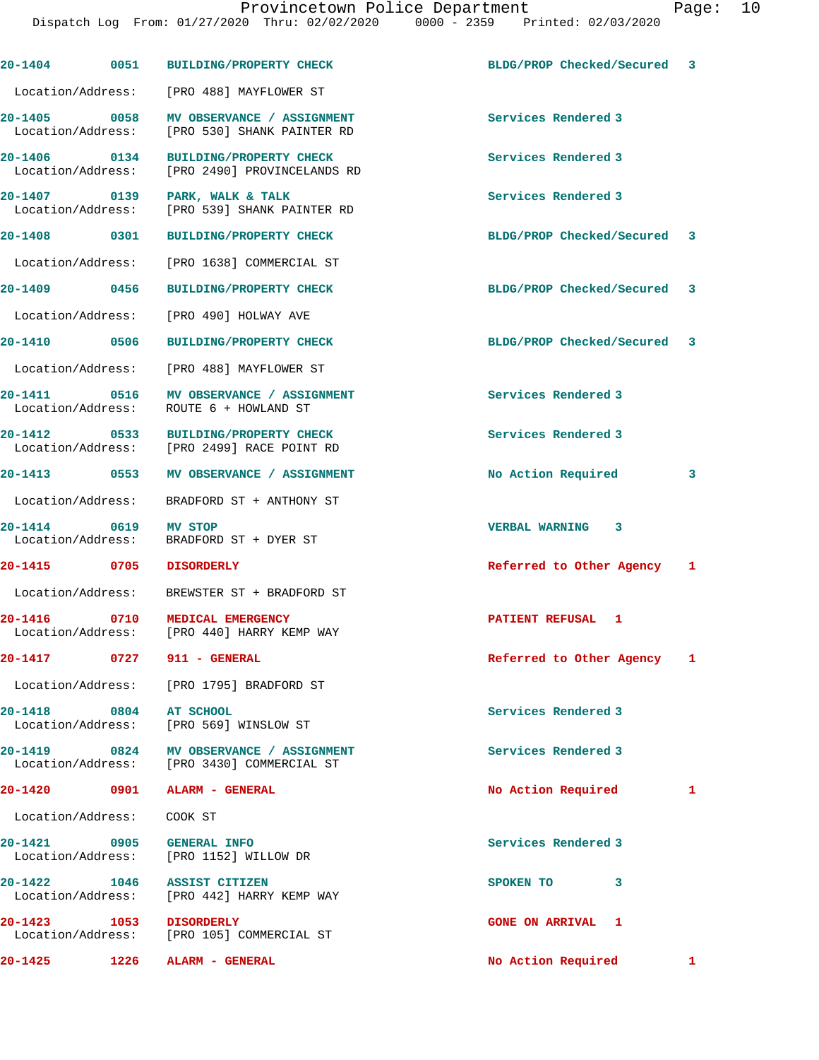| | | | | |
|---|---|---|---|---|
| 20-1404 | 0051 | BUILDING/PROPERTY CHECK | BLDG/PROP Checked/Secured | 3 |
| Location/Address: | | [PRO 488] MAYFLOWER ST | | |
| 20-1405 | 0058 | MV OBSERVANCE / ASSIGNMENT | Services Rendered | 3 |
| Location/Address: | | [PRO 530] SHANK PAINTER RD | | |
| 20-1406 | 0134 | BUILDING/PROPERTY CHECK | Services Rendered | 3 |
| Location/Address: | | [PRO 2490] PROVINCELANDS RD | | |
| 20-1407 | 0139 | PARK, WALK & TALK | Services Rendered | 3 |
| Location/Address: | | [PRO 539] SHANK PAINTER RD | | |
| 20-1408 | 0301 | BUILDING/PROPERTY CHECK | BLDG/PROP Checked/Secured | 3 |
| Location/Address: | | [PRO 1638] COMMERCIAL ST | | |
| 20-1409 | 0456 | BUILDING/PROPERTY CHECK | BLDG/PROP Checked/Secured | 3 |
| Location/Address: | | [PRO 490] HOLWAY AVE | | |
| 20-1410 | 0506 | BUILDING/PROPERTY CHECK | BLDG/PROP Checked/Secured | 3 |
| Location/Address: | | [PRO 488] MAYFLOWER ST | | |
| 20-1411 | 0516 | MV OBSERVANCE / ASSIGNMENT | Services Rendered | 3 |
| Location/Address: | | ROUTE 6 + HOWLAND ST | | |
| 20-1412 | 0533 | BUILDING/PROPERTY CHECK | Services Rendered | 3 |
| Location/Address: | | [PRO 2499] RACE POINT RD | | |
| 20-1413 | 0553 | MV OBSERVANCE / ASSIGNMENT | No Action Required | 3 |
| Location/Address: | | BRADFORD ST + ANTHONY ST | | |
| 20-1414 | 0619 | MV STOP | VERBAL WARNING | 3 |
| Location/Address: | | BRADFORD ST + DYER ST | | |
| 20-1415 | 0705 | DISORDERLY | Referred to Other Agency | 1 |
| Location/Address: | | BREWSTER ST + BRADFORD ST | | |
| 20-1416 | 0710 | MEDICAL EMERGENCY | PATIENT REFUSAL | 1 |
| Location/Address: | | [PRO 440] HARRY KEMP WAY | | |
| 20-1417 | 0727 | 911 - GENERAL | Referred to Other Agency | 1 |
| Location/Address: | | [PRO 1795] BRADFORD ST | | |
| 20-1418 | 0804 | AT SCHOOL | Services Rendered | 3 |
| Location/Address: | | [PRO 569] WINSLOW ST | | |
| 20-1419 | 0824 | MV OBSERVANCE / ASSIGNMENT | Services Rendered | 3 |
| Location/Address: | | [PRO 3430] COMMERCIAL ST | | |
| 20-1420 | 0901 | ALARM - GENERAL | No Action Required | 1 |
| Location/Address: | | COOK ST | | |
| 20-1421 | 0905 | GENERAL INFO | Services Rendered | 3 |
| Location/Address: | | [PRO 1152] WILLOW DR | | |
| 20-1422 | 1046 | ASSIST CITIZEN | SPOKEN TO | 3 |
| Location/Address: | | [PRO 442] HARRY KEMP WAY | | |
| 20-1423 | 1053 | DISORDERLY | GONE ON ARRIVAL | 1 |
| Location/Address: | | [PRO 105] COMMERCIAL ST | | |
| 20-1425 | 1226 | ALARM - GENERAL | No Action Required | 1 |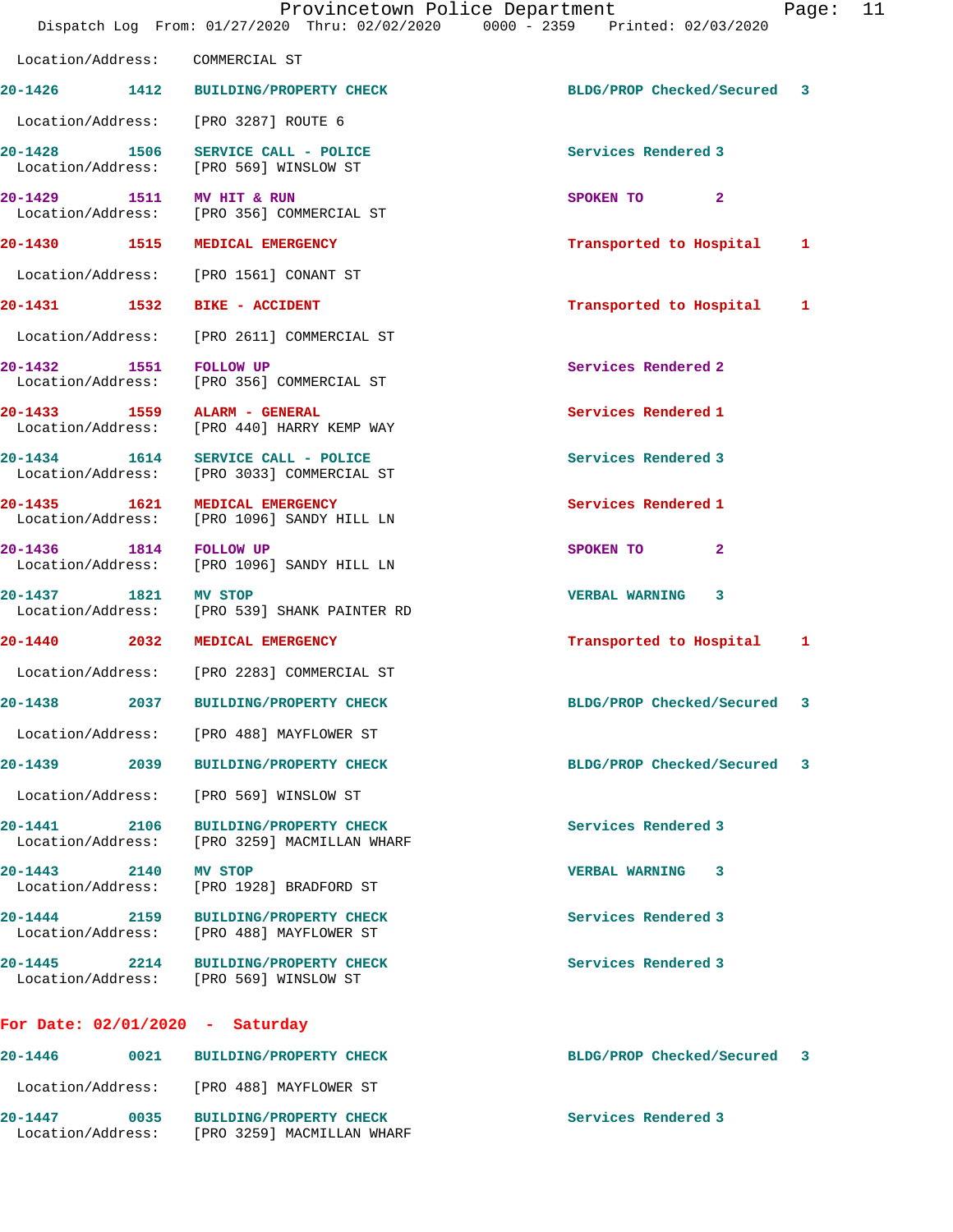Location/Address: COMMERCIAL ST

20-1426 1412 BUILDING/PROPERTY CHECK BLDG/PROP Checked/Secured 3
Location/Address: [PRO 3287] ROUTE 6

20-1428 1506 SERVICE CALL - POLICE Services Rendered 3
Location/Address: [PRO 569] WINSLOW ST

20-1429 1511 MV HIT & RUN SPOKEN TO 2
Location/Address: [PRO 356] COMMERCIAL ST

20-1430 1515 MEDICAL EMERGENCY Transported to Hospital 1
Location/Address: [PRO 1561] CONANT ST

20-1431 1532 BIKE - ACCIDENT Transported to Hospital 1
Location/Address: [PRO 2611] COMMERCIAL ST

20-1432 1551 FOLLOW UP Services Rendered 2
Location/Address: [PRO 356] COMMERCIAL ST

20-1433 1559 ALARM - GENERAL Services Rendered 1
Location/Address: [PRO 440] HARRY KEMP WAY

20-1434 1614 SERVICE CALL - POLICE Services Rendered 3
Location/Address: [PRO 3033] COMMERCIAL ST

20-1435 1621 MEDICAL EMERGENCY Services Rendered 1
Location/Address: [PRO 1096] SANDY HILL LN

20-1436 1814 FOLLOW UP SPOKEN TO 2
Location/Address: [PRO 1096] SANDY HILL LN

20-1437 1821 MV STOP VERBAL WARNING 3
Location/Address: [PRO 539] SHANK PAINTER RD

20-1440 2032 MEDICAL EMERGENCY Transported to Hospital 1
Location/Address: [PRO 2283] COMMERCIAL ST

20-1438 2037 BUILDING/PROPERTY CHECK BLDG/PROP Checked/Secured 3
Location/Address: [PRO 488] MAYFLOWER ST

20-1439 2039 BUILDING/PROPERTY CHECK BLDG/PROP Checked/Secured 3
Location/Address: [PRO 569] WINSLOW ST

20-1441 2106 BUILDING/PROPERTY CHECK Services Rendered 3
Location/Address: [PRO 3259] MACMILLAN WHARF

20-1443 2140 MV STOP VERBAL WARNING 3
Location/Address: [PRO 1928] BRADFORD ST

20-1444 2159 BUILDING/PROPERTY CHECK Services Rendered 3
Location/Address: [PRO 488] MAYFLOWER ST

20-1445 2214 BUILDING/PROPERTY CHECK Services Rendered 3
Location/Address: [PRO 569] WINSLOW ST

**For Date: 02/01/2020 - Saturday**

20-1446 0021 BUILDING/PROPERTY CHECK BLDG/PROP Checked/Secured 3
Location/Address: [PRO 488] MAYFLOWER ST

20-1447 0035 BUILDING/PROPERTY CHECK Services Rendered 3
Location/Address: [PRO 3259] MACMILLAN WHARF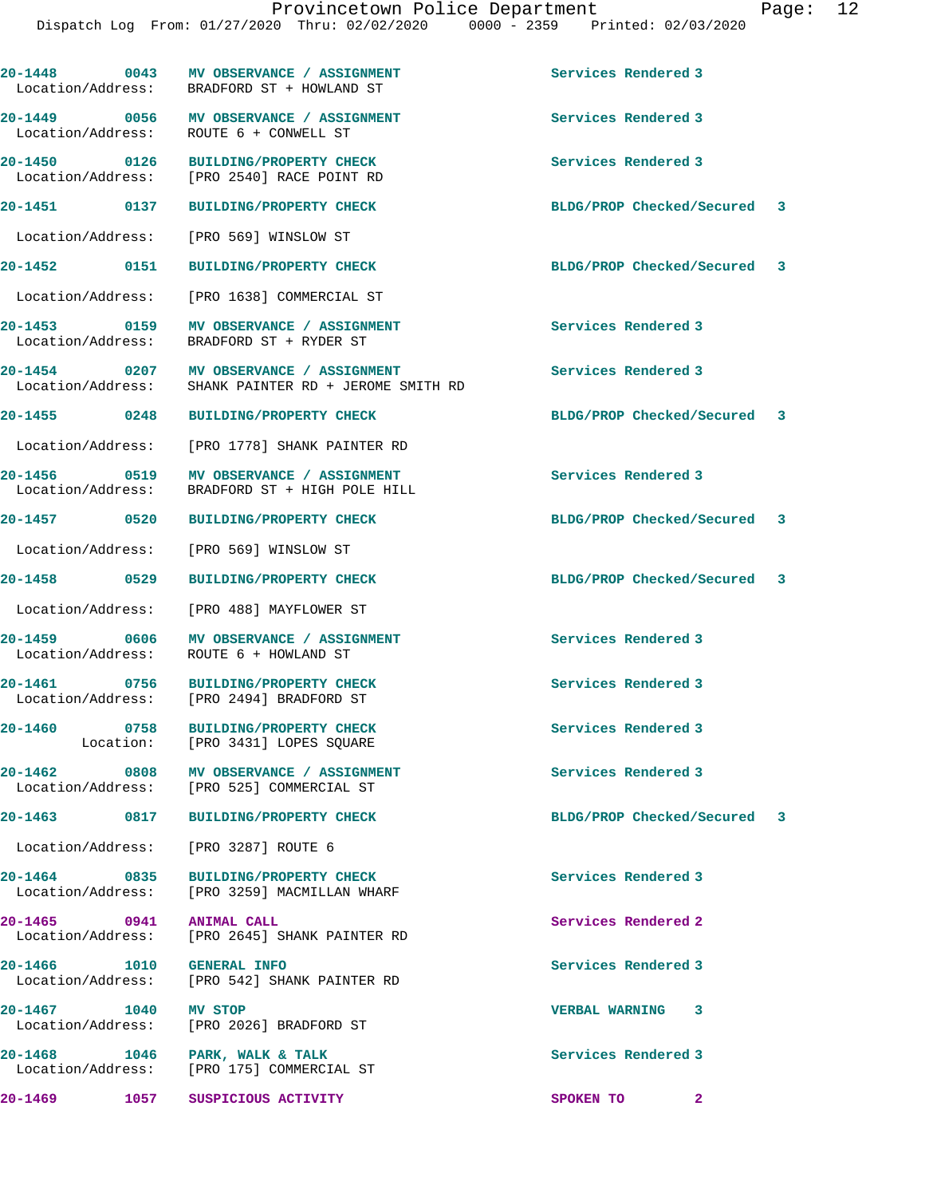20-1448 0043 MV OBSERVANCE / ASSIGNMENT Services Rendered 3
Location/Address: BRADFORD ST + HOWLAND ST

20-1449 0056 MV OBSERVANCE / ASSIGNMENT Services Rendered 3
Location/Address: ROUTE 6 + CONWELL ST

20-1450 0126 BUILDING/PROPERTY CHECK Services Rendered 3
Location/Address: [PRO 2540] RACE POINT RD

20-1451 0137 BUILDING/PROPERTY CHECK BLDG/PROP Checked/Secured 3
Location/Address: [PRO 569] WINSLOW ST

20-1452 0151 BUILDING/PROPERTY CHECK BLDG/PROP Checked/Secured 3
Location/Address: [PRO 1638] COMMERCIAL ST

20-1453 0159 MV OBSERVANCE / ASSIGNMENT Services Rendered 3
Location/Address: BRADFORD ST + RYDER ST

20-1454 0207 MV OBSERVANCE / ASSIGNMENT Services Rendered 3
Location/Address: SHANK PAINTER RD + JEROME SMITH RD

20-1455 0248 BUILDING/PROPERTY CHECK BLDG/PROP Checked/Secured 3
Location/Address: [PRO 1778] SHANK PAINTER RD

20-1456 0519 MV OBSERVANCE / ASSIGNMENT Services Rendered 3
Location/Address: BRADFORD ST + HIGH POLE HILL

20-1457 0520 BUILDING/PROPERTY CHECK BLDG/PROP Checked/Secured 3
Location/Address: [PRO 569] WINSLOW ST

20-1458 0529 BUILDING/PROPERTY CHECK BLDG/PROP Checked/Secured 3
Location/Address: [PRO 488] MAYFLOWER ST

20-1459 0606 MV OBSERVANCE / ASSIGNMENT Services Rendered 3
Location/Address: ROUTE 6 + HOWLAND ST

20-1461 0756 BUILDING/PROPERTY CHECK Services Rendered 3
Location/Address: [PRO 2494] BRADFORD ST

20-1460 0758 BUILDING/PROPERTY CHECK Services Rendered 3
Location: [PRO 3431] LOPES SQUARE

20-1462 0808 MV OBSERVANCE / ASSIGNMENT Services Rendered 3
Location/Address: [PRO 525] COMMERCIAL ST

20-1463 0817 BUILDING/PROPERTY CHECK BLDG/PROP Checked/Secured 3
Location/Address: [PRO 3287] ROUTE 6

20-1464 0835 BUILDING/PROPERTY CHECK Services Rendered 3
Location/Address: [PRO 3259] MACMILLAN WHARF

20-1465 0941 ANIMAL CALL Services Rendered 2
Location/Address: [PRO 2645] SHANK PAINTER RD

20-1466 1010 GENERAL INFO Services Rendered 3
Location/Address: [PRO 542] SHANK PAINTER RD

20-1467 1040 MV STOP VERBAL WARNING 3
Location/Address: [PRO 2026] BRADFORD ST

20-1468 1046 PARK, WALK & TALK Services Rendered 3
Location/Address: [PRO 175] COMMERCIAL ST

20-1469 1057 SUSPICIOUS ACTIVITY SPOKEN TO 2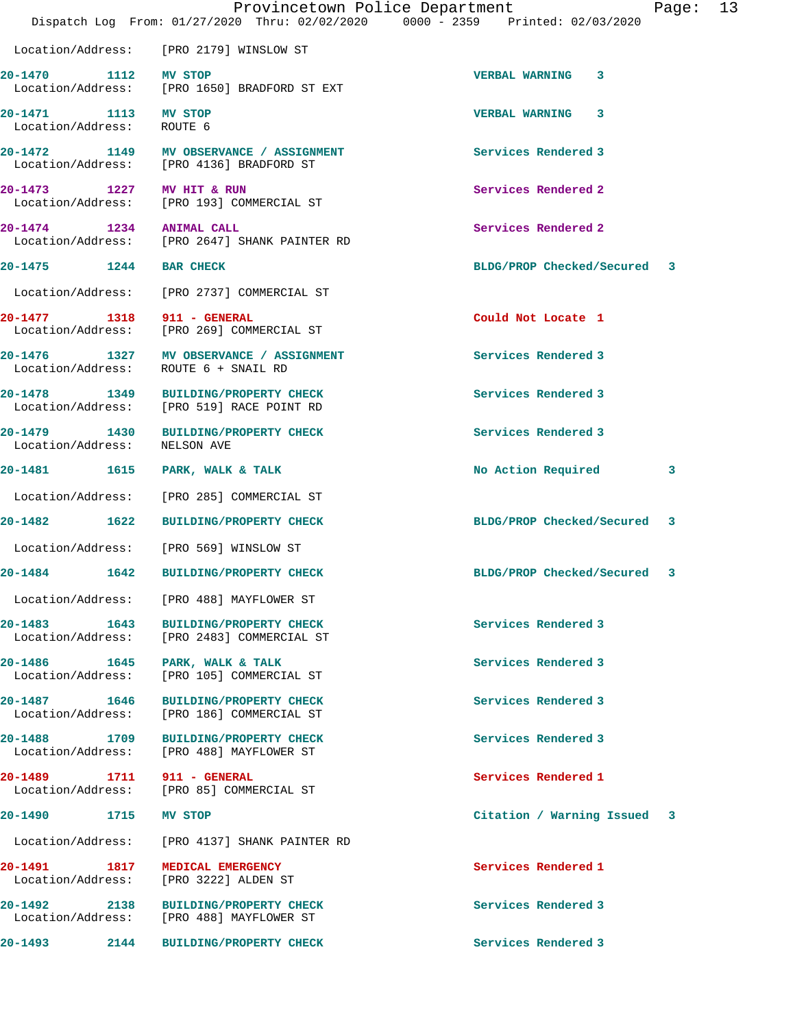Location/Address: [PRO 2179] WINSLOW ST

| | | | |
|---|---|---|---|
| 20-1470 | 1112 | MV STOP | VERBAL WARNING 3 |
| Location/Address: | [PRO 1650] BRADFORD ST EXT | | |
| 20-1471 | 1113 | MV STOP | VERBAL WARNING 3 |
| Location/Address: | ROUTE 6 | | |
| 20-1472 | 1149 | MV OBSERVANCE / ASSIGNMENT | Services Rendered 3 |
| Location/Address: | [PRO 4136] BRADFORD ST | | |
| 20-1473 | 1227 | MV HIT & RUN | Services Rendered 2 |
| Location/Address: | [PRO 193] COMMERCIAL ST | | |
| 20-1474 | 1234 | ANIMAL CALL | Services Rendered 2 |
| Location/Address: | [PRO 2647] SHANK PAINTER RD | | |
| 20-1475 | 1244 | BAR CHECK | BLDG/PROP Checked/Secured 3 |
| Location/Address: | [PRO 2737] COMMERCIAL ST | | |
| 20-1477 | 1318 | 911 - GENERAL | Could Not Locate 1 |
| Location/Address: | [PRO 269] COMMERCIAL ST | | |
| 20-1476 | 1327 | MV OBSERVANCE / ASSIGNMENT | Services Rendered 3 |
| Location/Address: | ROUTE 6 + SNAIL RD | | |
| 20-1478 | 1349 | BUILDING/PROPERTY CHECK | Services Rendered 3 |
| Location/Address: | [PRO 519] RACE POINT RD | | |
| 20-1479 | 1430 | BUILDING/PROPERTY CHECK | Services Rendered 3 |
| Location/Address: | NELSON AVE | | |
| 20-1481 | 1615 | PARK, WALK & TALK | No Action Required 3 |
| Location/Address: | [PRO 285] COMMERCIAL ST | | |
| 20-1482 | 1622 | BUILDING/PROPERTY CHECK | BLDG/PROP Checked/Secured 3 |
| Location/Address: | [PRO 569] WINSLOW ST | | |
| 20-1484 | 1642 | BUILDING/PROPERTY CHECK | BLDG/PROP Checked/Secured 3 |
| Location/Address: | [PRO 488] MAYFLOWER ST | | |
| 20-1483 | 1643 | BUILDING/PROPERTY CHECK | Services Rendered 3 |
| Location/Address: | [PRO 2483] COMMERCIAL ST | | |
| 20-1486 | 1645 | PARK, WALK & TALK | Services Rendered 3 |
| Location/Address: | [PRO 105] COMMERCIAL ST | | |
| 20-1487 | 1646 | BUILDING/PROPERTY CHECK | Services Rendered 3 |
| Location/Address: | [PRO 186] COMMERCIAL ST | | |
| 20-1488 | 1709 | BUILDING/PROPERTY CHECK | Services Rendered 3 |
| Location/Address: | [PRO 488] MAYFLOWER ST | | |
| 20-1489 | 1711 | 911 - GENERAL | Services Rendered 1 |
| Location/Address: | [PRO 85] COMMERCIAL ST | | |
| 20-1490 | 1715 | MV STOP | Citation / Warning Issued 3 |
| Location/Address: | [PRO 4137] SHANK PAINTER RD | | |
| 20-1491 | 1817 | MEDICAL EMERGENCY | Services Rendered 1 |
| Location/Address: | [PRO 3222] ALDEN ST | | |
| 20-1492 | 2138 | BUILDING/PROPERTY CHECK | Services Rendered 3 |
| Location/Address: | [PRO 488] MAYFLOWER ST | | |
| 20-1493 | 2144 | BUILDING/PROPERTY CHECK | Services Rendered 3 |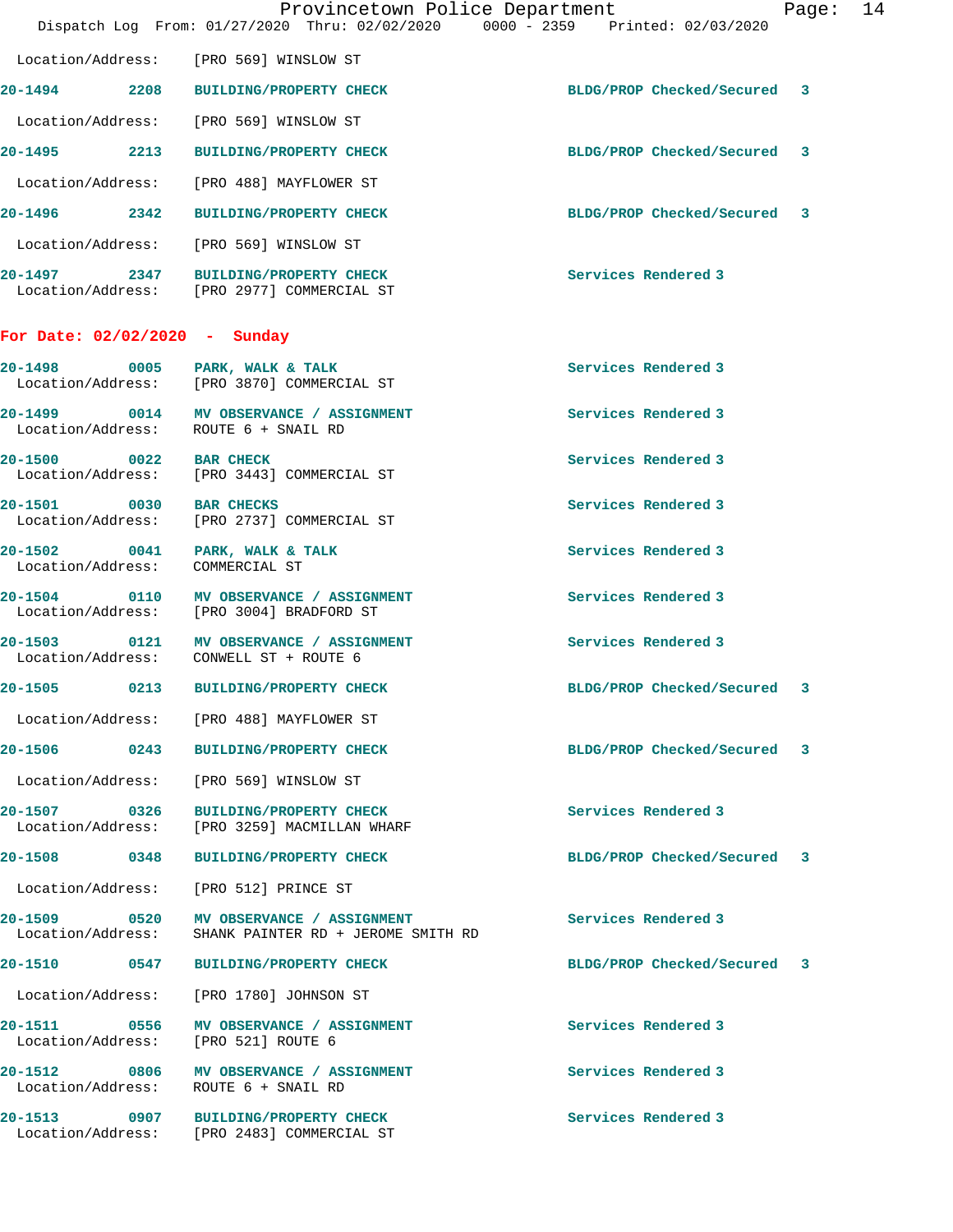Location/Address: [PRO 569] WINSLOW ST

| | | | |
|---|---|---|---|
| 20-1494 | 2208 | BUILDING/PROPERTY CHECK | BLDG/PROP Checked/Secured 3 |
| | | Location/Address: [PRO 569] WINSLOW ST | |
| 20-1495 | 2213 | BUILDING/PROPERTY CHECK | BLDG/PROP Checked/Secured 3 |
| | | Location/Address: [PRO 488] MAYFLOWER ST | |
| 20-1496 | 2342 | BUILDING/PROPERTY CHECK | BLDG/PROP Checked/Secured 3 |
| | | Location/Address: [PRO 569] WINSLOW ST | |
| 20-1497 | 2347 | BUILDING/PROPERTY CHECK | Services Rendered 3 |
| | | Location/Address: [PRO 2977] COMMERCIAL ST | |

## For Date: 02/02/2020 - Sunday

| | | | |
|---|---|---|---|
| 20-1498 | 0005 | PARK, WALK & TALK | Services Rendered 3 |
| | | Location/Address: [PRO 3870] COMMERCIAL ST | |
| 20-1499 | 0014 | MV OBSERVANCE / ASSIGNMENT | Services Rendered 3 |
| | | Location/Address: ROUTE 6 + SNAIL RD | |
| 20-1500 | 0022 | BAR CHECK | Services Rendered 3 |
| | | Location/Address: [PRO 3443] COMMERCIAL ST | |
| 20-1501 | 0030 | BAR CHECKS | Services Rendered 3 |
| | | Location/Address: [PRO 2737] COMMERCIAL ST | |
| 20-1502 | 0041 | PARK, WALK & TALK | Services Rendered 3 |
| | | Location/Address: COMMERCIAL ST | |
| 20-1504 | 0110 | MV OBSERVANCE / ASSIGNMENT | Services Rendered 3 |
| | | Location/Address: [PRO 3004] BRADFORD ST | |
| 20-1503 | 0121 | MV OBSERVANCE / ASSIGNMENT | Services Rendered 3 |
| | | Location/Address: CONWELL ST + ROUTE 6 | |
| 20-1505 | 0213 | BUILDING/PROPERTY CHECK | BLDG/PROP Checked/Secured 3 |
| | | Location/Address: [PRO 488] MAYFLOWER ST | |
| 20-1506 | 0243 | BUILDING/PROPERTY CHECK | BLDG/PROP Checked/Secured 3 |
| | | Location/Address: [PRO 569] WINSLOW ST | |
| 20-1507 | 0326 | BUILDING/PROPERTY CHECK | Services Rendered 3 |
| | | Location/Address: [PRO 3259] MACMILLAN WHARF | |
| 20-1508 | 0348 | BUILDING/PROPERTY CHECK | BLDG/PROP Checked/Secured 3 |
| | | Location/Address: [PRO 512] PRINCE ST | |
| 20-1509 | 0520 | MV OBSERVANCE / ASSIGNMENT | Services Rendered 3 |
| | | Location/Address: SHANK PAINTER RD + JEROME SMITH RD | |
| 20-1510 | 0547 | BUILDING/PROPERTY CHECK | BLDG/PROP Checked/Secured 3 |
| | | Location/Address: [PRO 1780] JOHNSON ST | |
| 20-1511 | 0556 | MV OBSERVANCE / ASSIGNMENT | Services Rendered 3 |
| | | Location/Address: [PRO 521] ROUTE 6 | |
| 20-1512 | 0806 | MV OBSERVANCE / ASSIGNMENT | Services Rendered 3 |
| | | Location/Address: ROUTE 6 + SNAIL RD | |
| 20-1513 | 0907 | BUILDING/PROPERTY CHECK | Services Rendered 3 |
| | | Location/Address: [PRO 2483] COMMERCIAL ST | |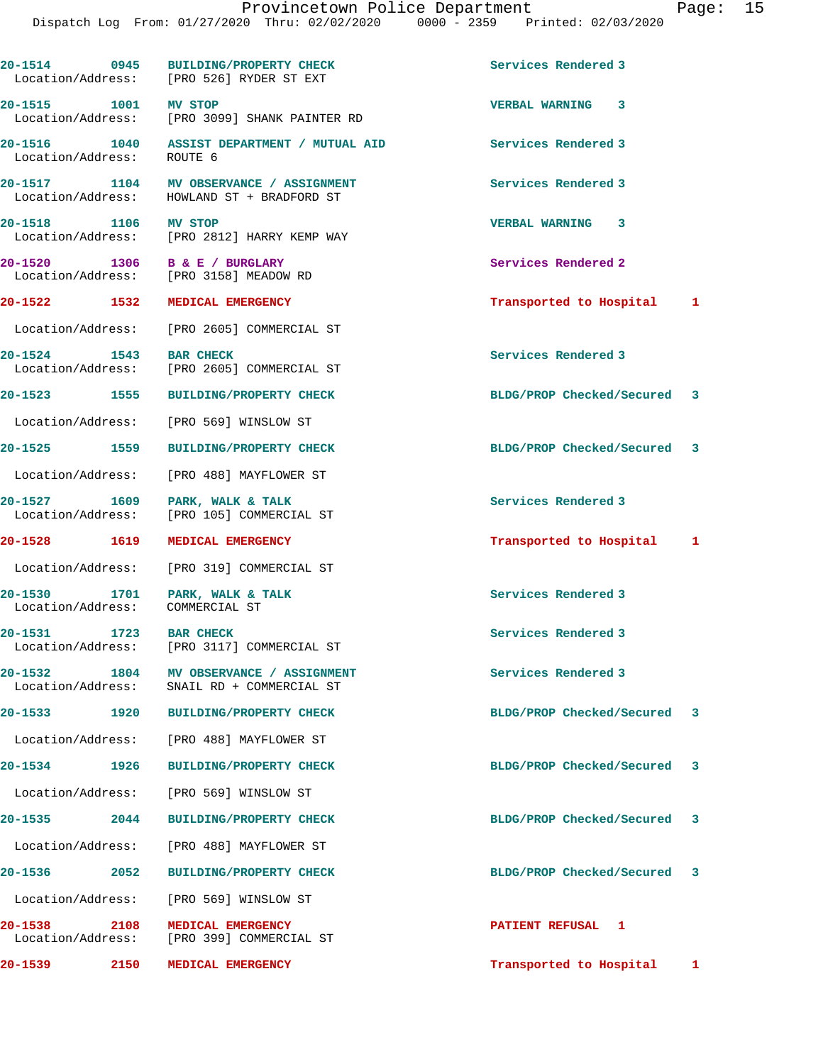20-1514 0945 BUILDING/PROPERTY CHECK Services Rendered 3
Location/Address: [PRO 526] RYDER ST EXT

20-1515 1001 MV STOP VERBAL WARNING 3
Location/Address: [PRO 3099] SHANK PAINTER RD

20-1516 1040 ASSIST DEPARTMENT / MUTUAL AID Services Rendered 3
Location/Address: ROUTE 6

20-1517 1104 MV OBSERVANCE / ASSIGNMENT Services Rendered 3
Location/Address: HOWLAND ST + BRADFORD ST

20-1518 1106 MV STOP VERBAL WARNING 3
Location/Address: [PRO 2812] HARRY KEMP WAY

20-1520 1306 B & E / BURGLARY Services Rendered 2
Location/Address: [PRO 3158] MEADOW RD

20-1522 1532 MEDICAL EMERGENCY Transported to Hospital 1
Location/Address: [PRO 2605] COMMERCIAL ST

20-1524 1543 BAR CHECK Services Rendered 3
Location/Address: [PRO 2605] COMMERCIAL ST

20-1523 1555 BUILDING/PROPERTY CHECK BLDG/PROP Checked/Secured 3
Location/Address: [PRO 569] WINSLOW ST

20-1525 1559 BUILDING/PROPERTY CHECK BLDG/PROP Checked/Secured 3
Location/Address: [PRO 488] MAYFLOWER ST

20-1527 1609 PARK, WALK & TALK Services Rendered 3
Location/Address: [PRO 105] COMMERCIAL ST

20-1528 1619 MEDICAL EMERGENCY Transported to Hospital 1
Location/Address: [PRO 319] COMMERCIAL ST

20-1530 1701 PARK, WALK & TALK Services Rendered 3
Location/Address: COMMERCIAL ST

20-1531 1723 BAR CHECK Services Rendered 3
Location/Address: [PRO 3117] COMMERCIAL ST

20-1532 1804 MV OBSERVANCE / ASSIGNMENT Services Rendered 3
Location/Address: SNAIL RD + COMMERCIAL ST

20-1533 1920 BUILDING/PROPERTY CHECK BLDG/PROP Checked/Secured 3
Location/Address: [PRO 488] MAYFLOWER ST

20-1534 1926 BUILDING/PROPERTY CHECK BLDG/PROP Checked/Secured 3
Location/Address: [PRO 569] WINSLOW ST

20-1535 2044 BUILDING/PROPERTY CHECK BLDG/PROP Checked/Secured 3
Location/Address: [PRO 488] MAYFLOWER ST

20-1536 2052 BUILDING/PROPERTY CHECK BLDG/PROP Checked/Secured 3
Location/Address: [PRO 569] WINSLOW ST

20-1538 2108 MEDICAL EMERGENCY PATIENT REFUSAL 1
Location/Address: [PRO 399] COMMERCIAL ST

20-1539 2150 MEDICAL EMERGENCY Transported to Hospital 1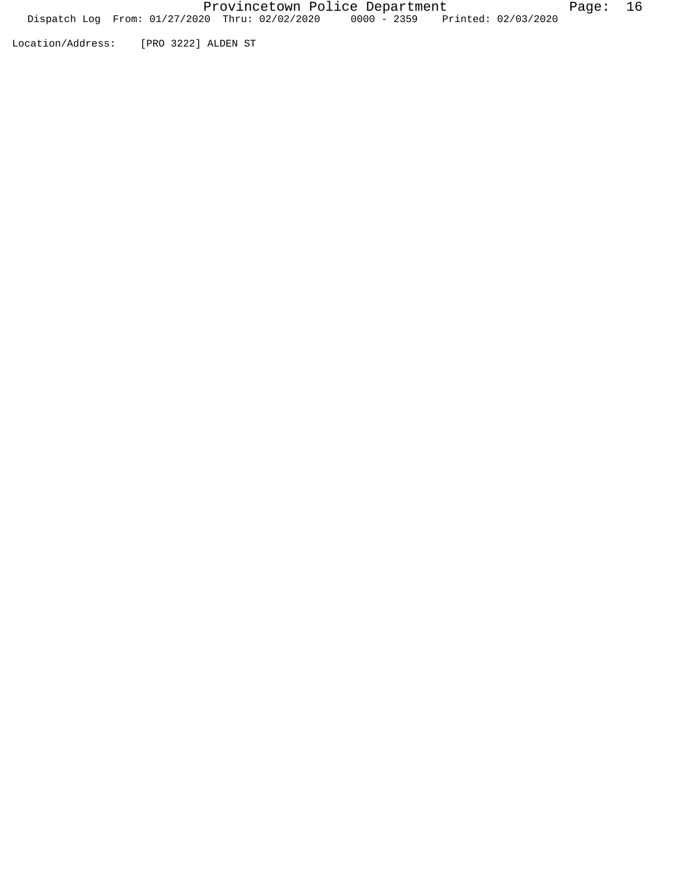Location/Address: [PRO 3222] ALDEN ST